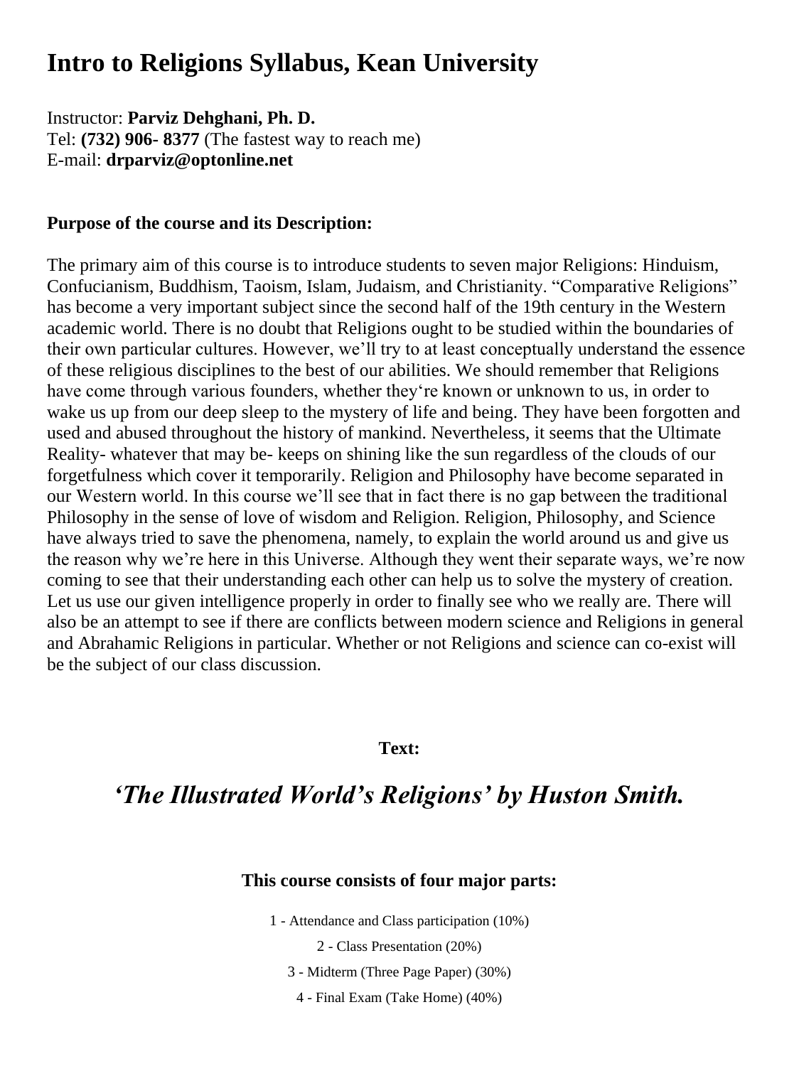# Intro to Religions Syllabus, Kean University

Instructor: **Parviz Dehghani, Ph. D.**
Tel: **(732) 906- 8377** (The fastest way to reach me)
E-mail: **drparviz@optonline.net**

**Purpose of the course and its Description:**

The primary aim of this course is to introduce students to seven major Religions: Hinduism, Confucianism, Buddhism, Taoism, Islam, Judaism, and Christianity. "Comparative Religions" has become a very important subject since the second half of the 19th century in the Western academic world. There is no doubt that Religions ought to be studied within the boundaries of their own particular cultures. However, we'll try to at least conceptually understand the essence of these religious disciplines to the best of our abilities. We should remember that Religions have come through various founders, whether they're known or unknown to us, in order to wake us up from our deep sleep to the mystery of life and being. They have been forgotten and used and abused throughout the history of mankind. Nevertheless, it seems that the Ultimate Reality- whatever that may be- keeps on shining like the sun regardless of the clouds of our forgetfulness which cover it temporarily. Religion and Philosophy have become separated in our Western world. In this course we'll see that in fact there is no gap between the traditional Philosophy in the sense of love of wisdom and Religion. Religion, Philosophy, and Science have always tried to save the phenomena, namely, to explain the world around us and give us the reason why we're here in this Universe. Although they went their separate ways, we're now coming to see that their understanding each other can help us to solve the mystery of creation. Let us use our given intelligence properly in order to finally see who we really are. There will also be an attempt to see if there are conflicts between modern science and Religions in general and Abrahamic Religions in particular. Whether or not Religions and science can co-exist will be the subject of our class discussion.

**Text:**

## *'The Illustrated World's Religions' by Huston Smith.*

**This course consists of four major parts:**

1 - Attendance and Class participation (10%)

2 - Class Presentation (20%)

3 - Midterm (Three Page Paper) (30%)

4 - Final Exam (Take Home) (40%)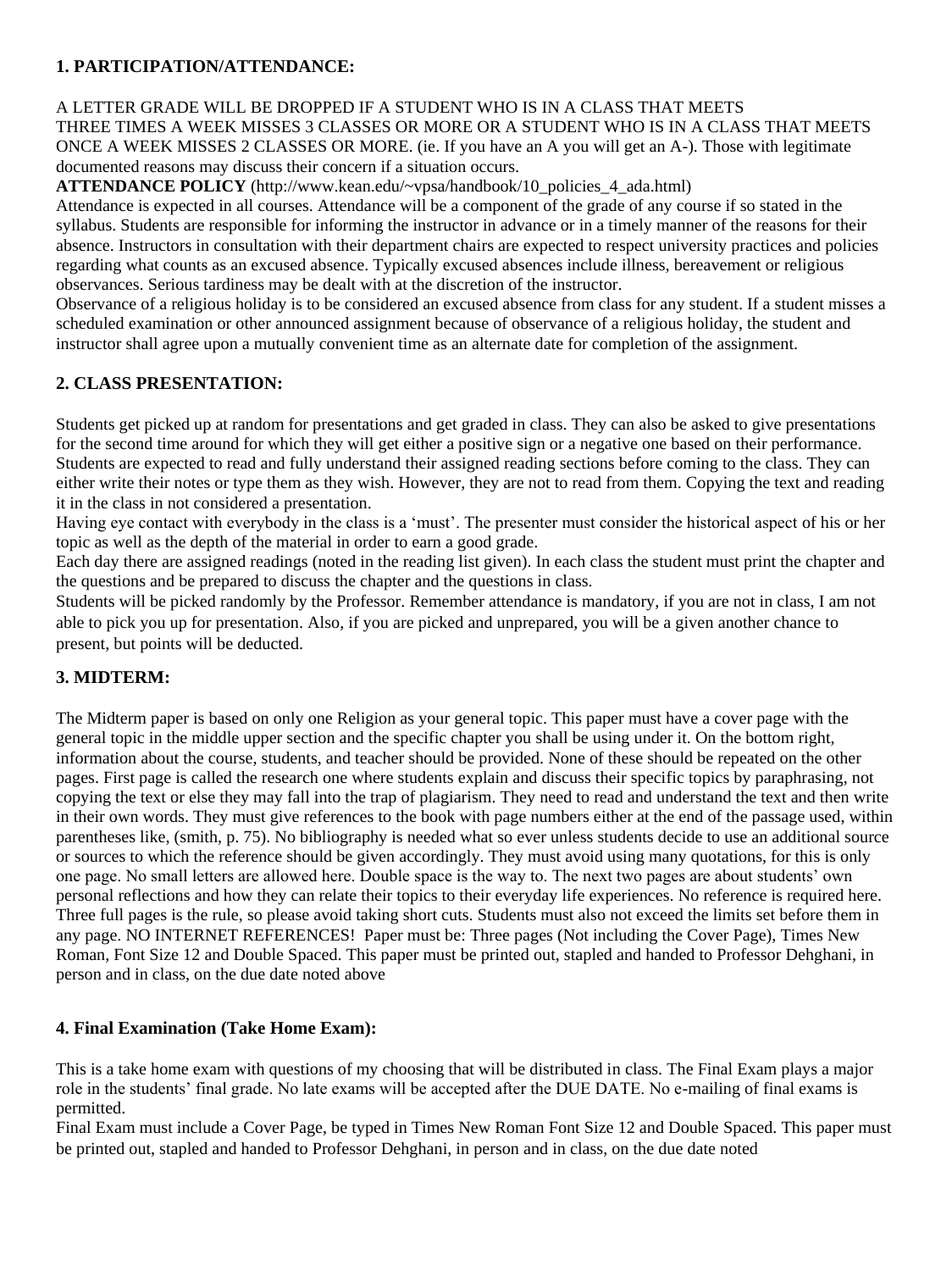## 1. PARTICIPATION/ATTENDANCE:

A LETTER GRADE WILL BE DROPPED IF A STUDENT WHO IS IN A CLASS THAT MEETS THREE TIMES A WEEK MISSES 3 CLASSES OR MORE OR A STUDENT WHO IS IN A CLASS THAT MEETS ONCE A WEEK MISSES 2 CLASSES OR MORE. (ie. If you have an A you will get an A-). Those with legitimate documented reasons may discuss their concern if a situation occurs.

**ATTENDANCE POLICY** (http://www.kean.edu/~vpsa/handbook/10_policies_4_ada.html)

Attendance is expected in all courses. Attendance will be a component of the grade of any course if so stated in the syllabus. Students are responsible for informing the instructor in advance or in a timely manner of the reasons for their absence. Instructors in consultation with their department chairs are expected to respect university practices and policies regarding what counts as an excused absence. Typically excused absences include illness, bereavement or religious observances. Serious tardiness may be dealt with at the discretion of the instructor.

Observance of a religious holiday is to be considered an excused absence from class for any student. If a student misses a scheduled examination or other announced assignment because of observance of a religious holiday, the student and instructor shall agree upon a mutually convenient time as an alternate date for completion of the assignment.

## 2. CLASS PRESENTATION:

Students get picked up at random for presentations and get graded in class. They can also be asked to give presentations for the second time around for which they will get either a positive sign or a negative one based on their performance. Students are expected to read and fully understand their assigned reading sections before coming to the class. They can either write their notes or type them as they wish. However, they are not to read from them. Copying the text and reading it in the class in not considered a presentation.

Having eye contact with everybody in the class is a 'must'. The presenter must consider the historical aspect of his or her topic as well as the depth of the material in order to earn a good grade.

Each day there are assigned readings (noted in the reading list given). In each class the student must print the chapter and the questions and be prepared to discuss the chapter and the questions in class.

Students will be picked randomly by the Professor. Remember attendance is mandatory, if you are not in class, I am not able to pick you up for presentation. Also, if you are picked and unprepared, you will be a given another chance to present, but points will be deducted.

## 3. MIDTERM:

The Midterm paper is based on only one Religion as your general topic. This paper must have a cover page with the general topic in the middle upper section and the specific chapter you shall be using under it. On the bottom right, information about the course, students, and teacher should be provided. None of these should be repeated on the other pages. First page is called the research one where students explain and discuss their specific topics by paraphrasing, not copying the text or else they may fall into the trap of plagiarism. They need to read and understand the text and then write in their own words. They must give references to the book with page numbers either at the end of the passage used, within parentheses like, (smith, p. 75). No bibliography is needed what so ever unless students decide to use an additional source or sources to which the reference should be given accordingly. They must avoid using many quotations, for this is only one page. No small letters are allowed here. Double space is the way to. The next two pages are about students' own personal reflections and how they can relate their topics to their everyday life experiences. No reference is required here. Three full pages is the rule, so please avoid taking short cuts. Students must also not exceed the limits set before them in any page. NO INTERNET REFERENCES! Paper must be: Three pages (Not including the Cover Page), Times New Roman, Font Size 12 and Double Spaced. This paper must be printed out, stapled and handed to Professor Dehghani, in person and in class, on the due date noted above

## 4. Final Examination (Take Home Exam):

This is a take home exam with questions of my choosing that will be distributed in class. The Final Exam plays a major role in the students' final grade. No late exams will be accepted after the DUE DATE. No e-mailing of final exams is permitted.

Final Exam must include a Cover Page, be typed in Times New Roman Font Size 12 and Double Spaced. This paper must be printed out, stapled and handed to Professor Dehghani, in person and in class, on the due date noted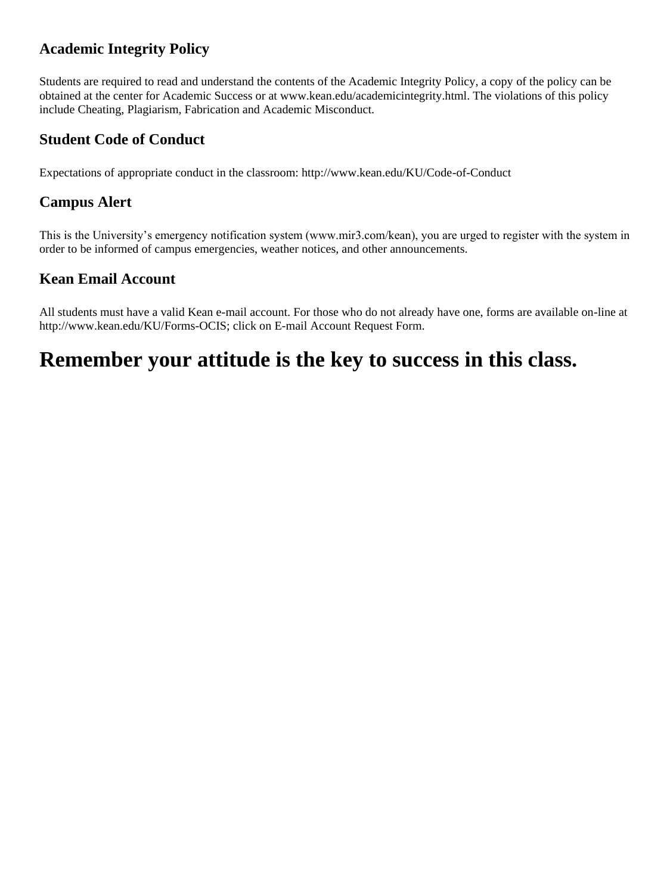### Academic Integrity Policy

Students are required to read and understand the contents of the Academic Integrity Policy, a copy of the policy can be obtained at the center for Academic Success or at www.kean.edu/academicintegrity.html. The violations of this policy include Cheating, Plagiarism, Fabrication and Academic Misconduct.

### Student Code of Conduct

Expectations of appropriate conduct in the classroom: http://www.kean.edu/KU/Code-of-Conduct

### Campus Alert

This is the University's emergency notification system (www.mir3.com/kean), you are urged to register with the system in order to be informed of campus emergencies, weather notices, and other announcements.

### Kean Email Account

All students must have a valid Kean e-mail account. For those who do not already have one, forms are available on-line at http://www.kean.edu/KU/Forms-OCIS; click on E-mail Account Request Form.

# Remember your attitude is the key to success in this class.